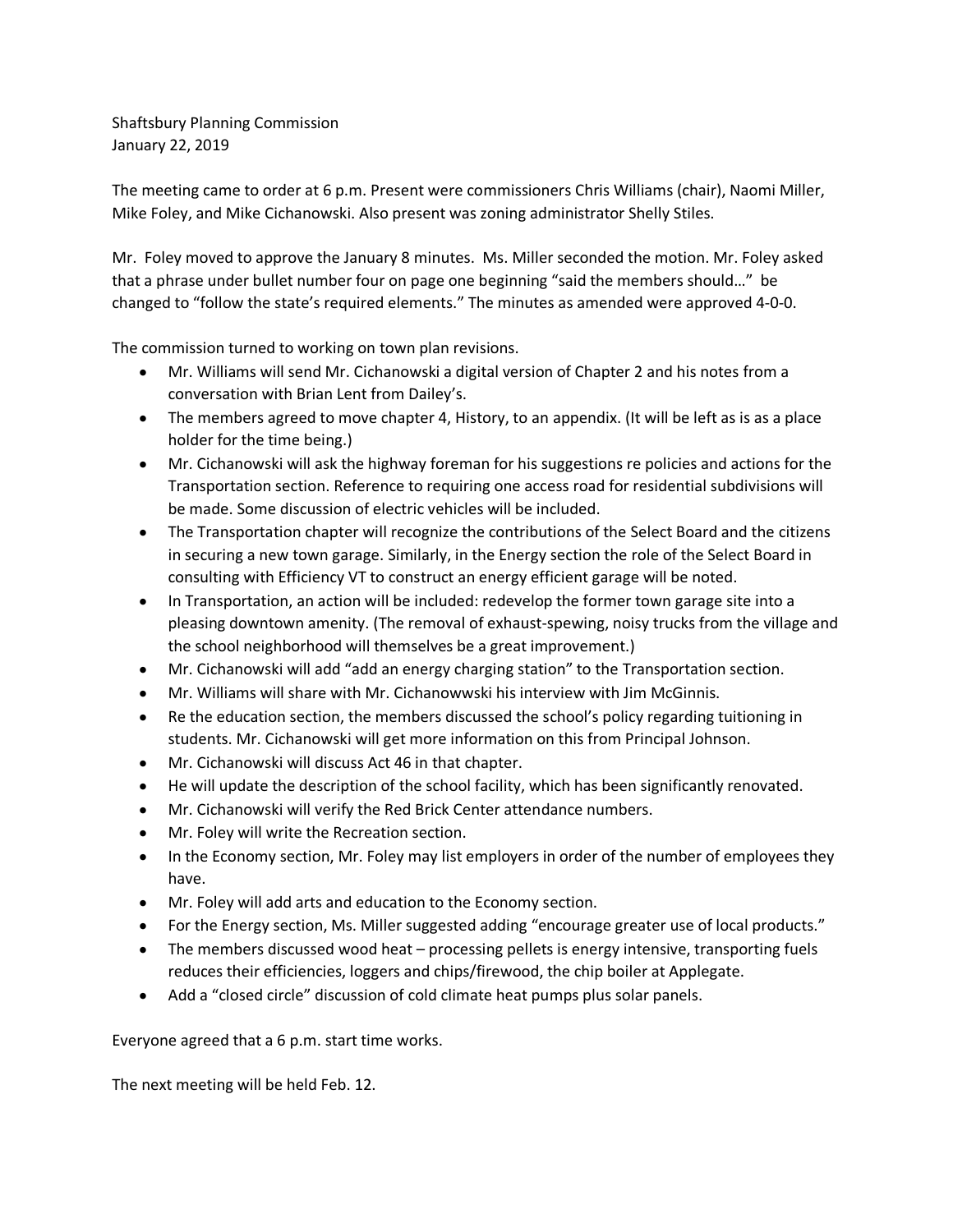Shaftsbury Planning Commission
January 22, 2019

The meeting came to order at 6 p.m. Present were commissioners Chris Williams (chair), Naomi Miller, Mike Foley, and Mike Cichanowski. Also present was zoning administrator Shelly Stiles.

Mr. Foley moved to approve the January 8 minutes. Ms. Miller seconded the motion. Mr. Foley asked that a phrase under bullet number four on page one beginning "said the members should…" be changed to "follow the state's required elements." The minutes as amended were approved 4-0-0.

The commission turned to working on town plan revisions.

- Mr. Williams will send Mr. Cichanowski a digital version of Chapter 2 and his notes from a conversation with Brian Lent from Dailey's.
- The members agreed to move chapter 4, History, to an appendix. (It will be left as is as a place holder for the time being.)
- Mr. Cichanowski will ask the highway foreman for his suggestions re policies and actions for the Transportation section. Reference to requiring one access road for residential subdivisions will be made. Some discussion of electric vehicles will be included.
- The Transportation chapter will recognize the contributions of the Select Board and the citizens in securing a new town garage. Similarly, in the Energy section the role of the Select Board in consulting with Efficiency VT to construct an energy efficient garage will be noted.
- In Transportation, an action will be included: redevelop the former town garage site into a pleasing downtown amenity. (The removal of exhaust-spewing, noisy trucks from the village and the school neighborhood will themselves be a great improvement.)
- Mr. Cichanowski will add "add an energy charging station" to the Transportation section.
- Mr. Williams will share with Mr. Cichanowwski his interview with Jim McGinnis.
- Re the education section, the members discussed the school's policy regarding tuitioning in students. Mr. Cichanowski will get more information on this from Principal Johnson.
- Mr. Cichanowski will discuss Act 46 in that chapter.
- He will update the description of the school facility, which has been significantly renovated.
- Mr. Cichanowski will verify the Red Brick Center attendance numbers.
- Mr. Foley will write the Recreation section.
- In the Economy section, Mr. Foley may list employers in order of the number of employees they have.
- Mr. Foley will add arts and education to the Economy section.
- For the Energy section, Ms. Miller suggested adding "encourage greater use of local products."
- The members discussed wood heat – processing pellets is energy intensive, transporting fuels reduces their efficiencies, loggers and chips/firewood, the chip boiler at Applegate.
- Add a "closed circle" discussion of cold climate heat pumps plus solar panels.

Everyone agreed that a 6 p.m. start time works.

The next meeting will be held Feb. 12.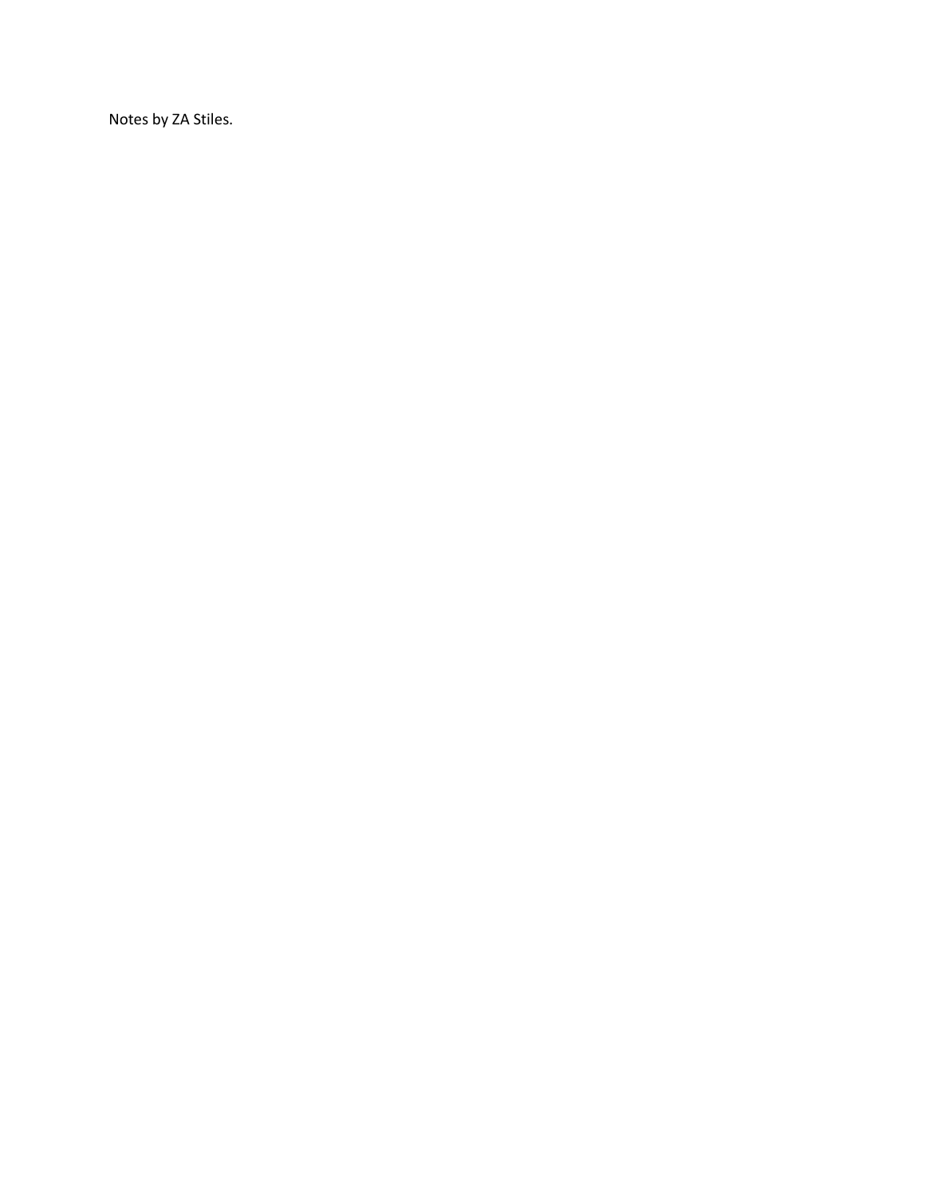Notes by ZA Stiles.